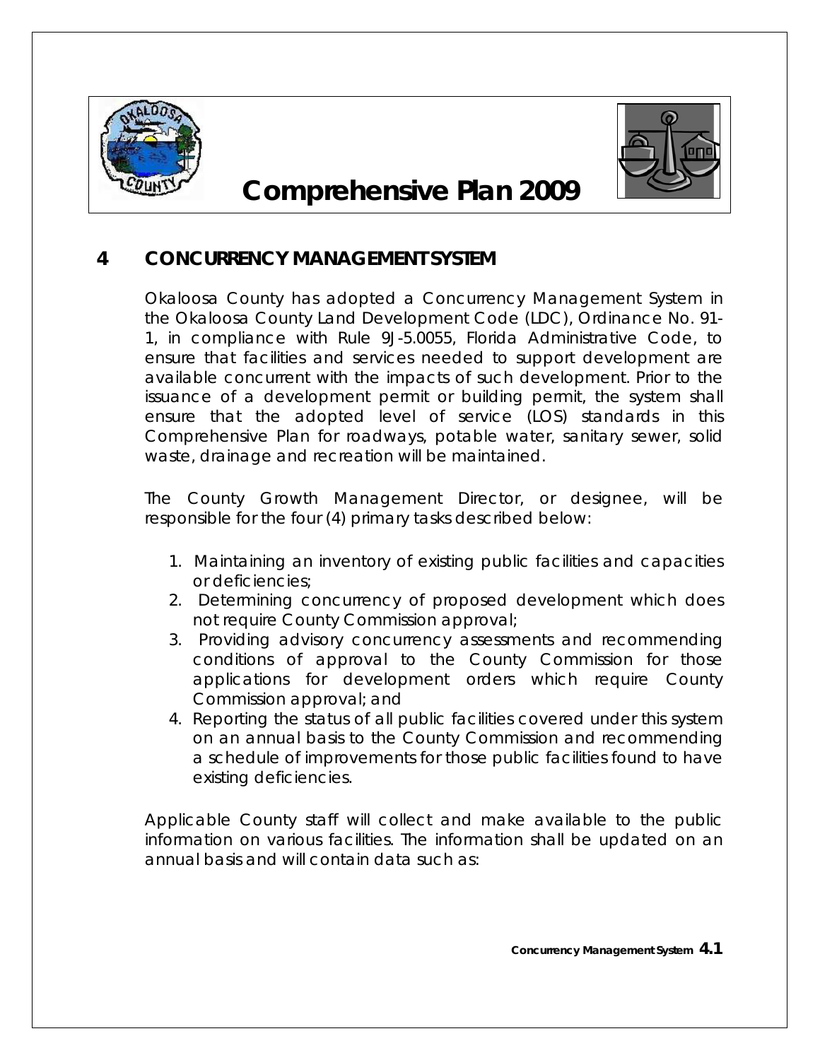# Comprehensive Plan 2009

## 4 CONCURRENCY MANAGEMENT SYSTEM

Okaloosa County has adopted a Concurrency Management System in the Okaloosa County Land Development Code (LDC), Ordinance No. 91-1, in compliance with Rule 9J-5.0055, Florida Administrative Code, to ensure that facilities and services needed to support development are available concurrent with the impacts of such development. Prior to the issuance of a development permit or building permit, the system shall ensure that the adopted level of service (LOS) standards in this Comprehensive Plan for roadways, potable water, sanitary sewer, solid waste, drainage and recreation will be maintained.

The County Growth Management Director, or designee, will be responsible for the four (4) primary tasks described below:

1. Maintaining an inventory of existing public facilities and capacities or deficiencies;
2. Determining concurrency of proposed development which does not require County Commission approval;
3. Providing advisory concurrency assessments and recommending conditions of approval to the County Commission for those applications for development orders which require County Commission approval; and
4. Reporting the status of all public facilities covered under this system on an annual basis to the County Commission and recommending a schedule of improvements for those public facilities found to have existing deficiencies.

Applicable County staff will collect and make available to the public information on various facilities. The information shall be updated on an annual basis and will contain data such as: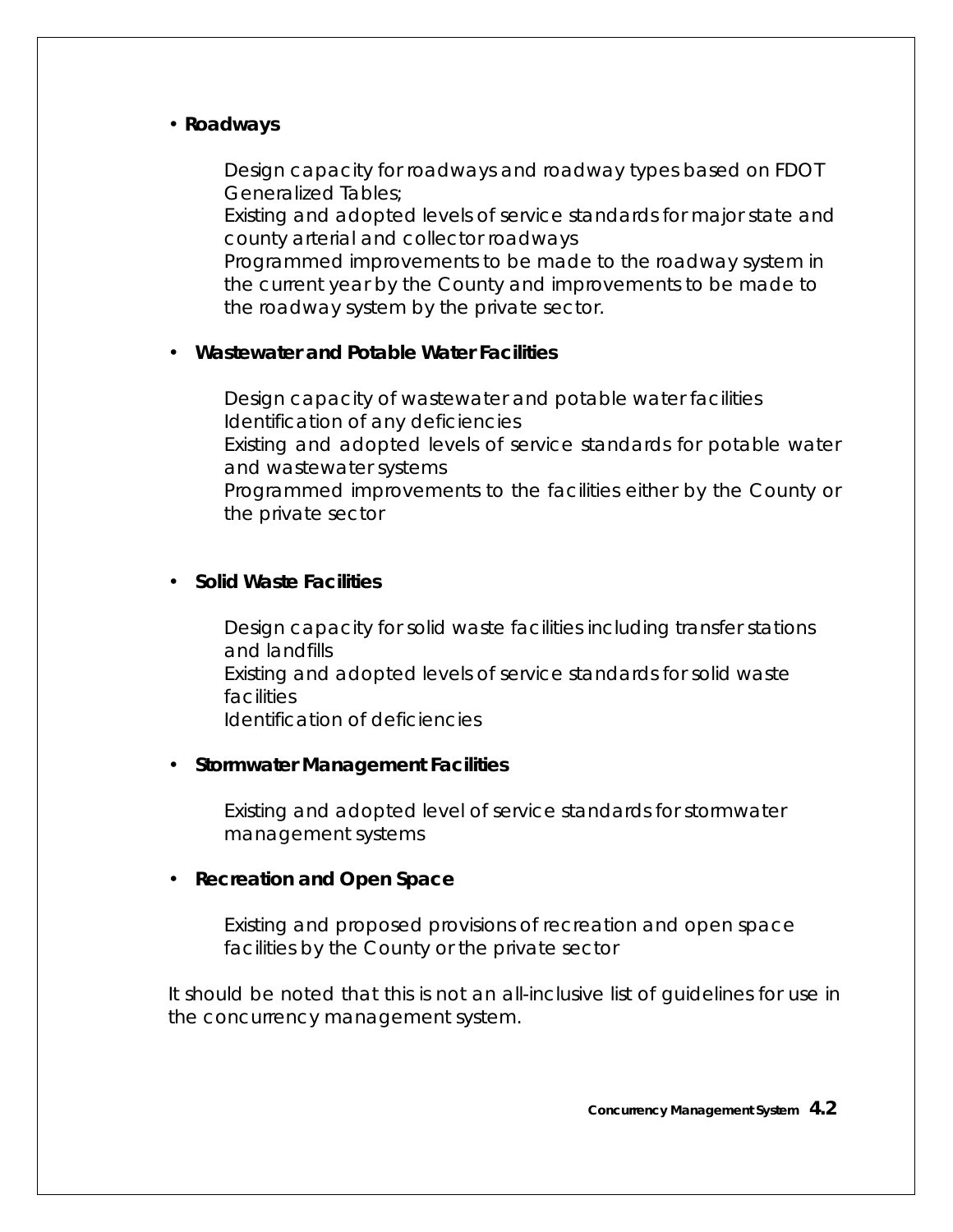- **Roadways**

  Design capacity for roadways and roadway types based on FDOT Generalized Tables;
  Existing and adopted levels of service standards for major state and county arterial and collector roadways
  Programmed improvements to be made to the roadway system in the current year by the County and improvements to be made to the roadway system by the private sector.

- **Wastewater and Potable Water Facilities**

  Design capacity of wastewater and potable water facilities
  Identification of any deficiencies
  Existing and adopted levels of service standards for potable water and wastewater systems
  Programmed improvements to the facilities either by the County or the private sector

- **Solid Waste Facilities**

  Design capacity for solid waste facilities including transfer stations and landfills
  Existing and adopted levels of service standards for solid waste facilities
  Identification of deficiencies

- **Stormwater Management Facilities**

  Existing and adopted level of service standards for stormwater management systems

- **Recreation and Open Space**

  Existing and proposed provisions of recreation and open space facilities by the County or the private sector

It should be noted that this is not an all-inclusive list of guidelines for use in the concurrency management system.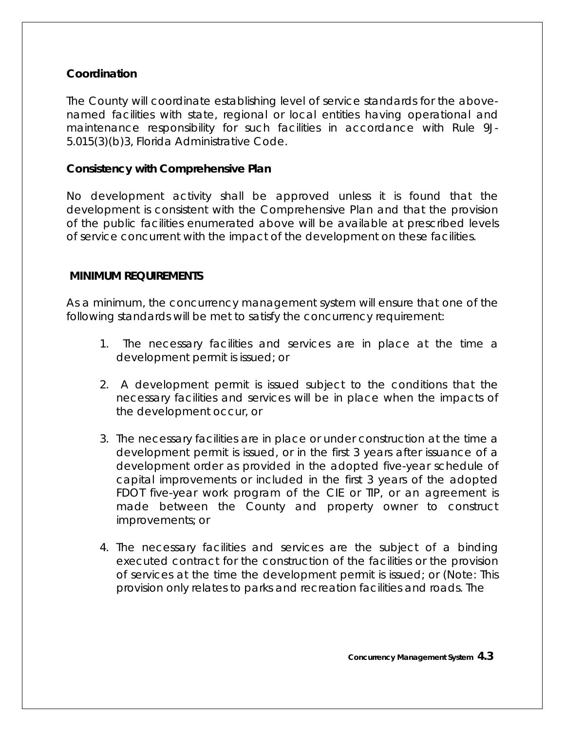### Coordination

The County will coordinate establishing level of service standards for the above-named facilities with state, regional or local entities having operational and maintenance responsibility for such facilities in accordance with Rule 9J-5.015(3)(b)3, Florida Administrative Code.

### Consistency with Comprehensive Plan

No development activity shall be approved unless it is found that the development is consistent with the Comprehensive Plan and that the provision of the public facilities enumerated above will be available at prescribed levels of service concurrent with the impact of the development on these facilities.

## MINIMUM REQUIREMENTS

As a minimum, the concurrency management system will ensure that one of the following standards will be met to satisfy the concurrency requirement:

1. The necessary facilities and services are in place at the time a development permit is issued; or

2. A development permit is issued subject to the conditions that the necessary facilities and services will be in place when the impacts of the development occur, or

3. The necessary facilities are in place or under construction at the time a development permit is issued, or in the first 3 years after issuance of a development order as provided in the adopted five-year schedule of capital improvements or included in the first 3 years of the adopted FDOT five-year work program of the CIE or TIP, or an agreement is made between the County and property owner to construct improvements; or

4. The necessary facilities and services are the subject of a binding executed contract for the construction of the facilities or the provision of services at the time the development permit is issued; or (Note: This provision only relates to parks and recreation facilities and roads. The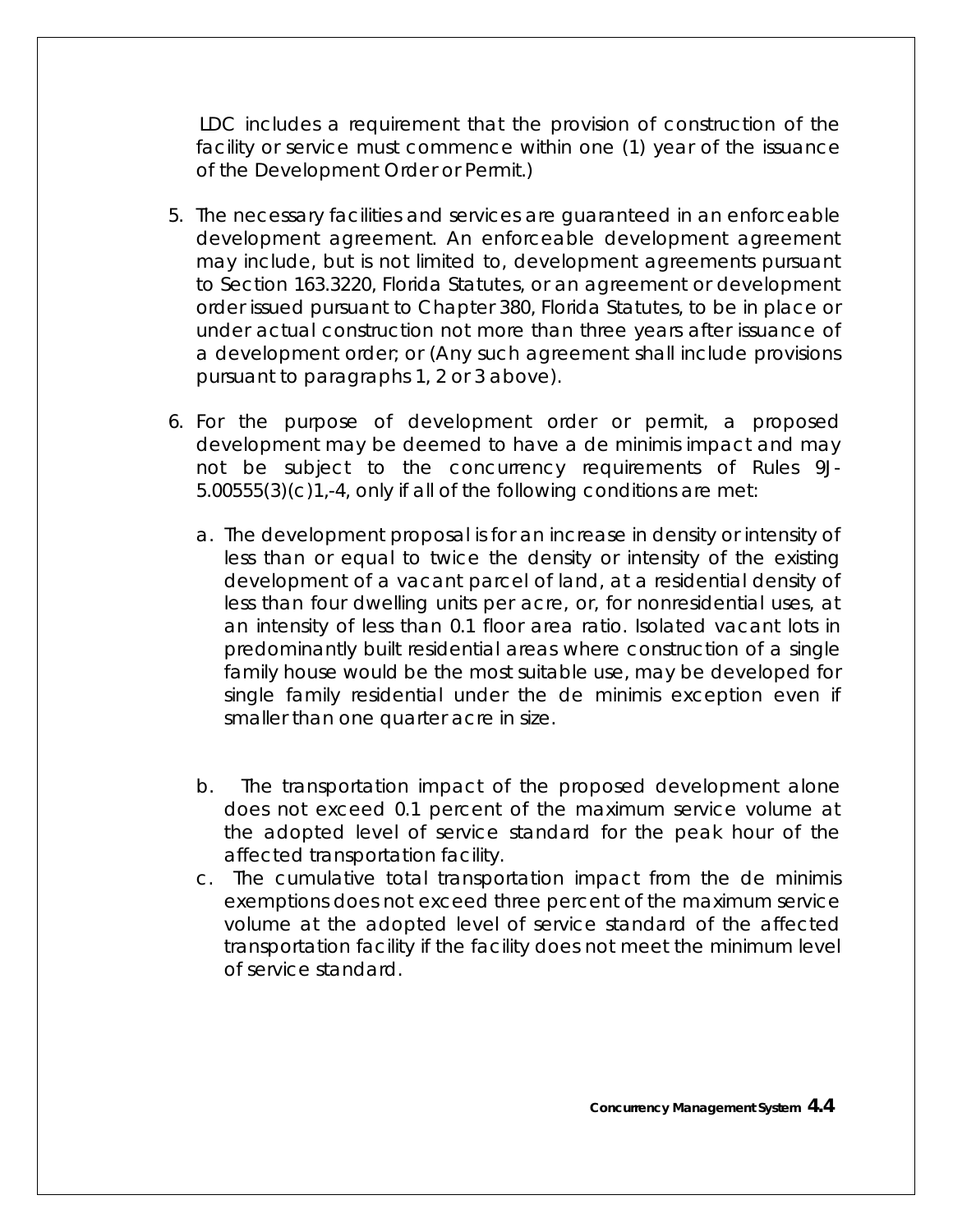LDC includes a requirement that the provision of construction of the facility or service must commence within one (1) year of the issuance of the Development Order or Permit.)

5. The necessary facilities and services are guaranteed in an enforceable development agreement. An enforceable development agreement may include, but is not limited to, development agreements pursuant to Section 163.3220, Florida Statutes, or an agreement or development order issued pursuant to Chapter 380, Florida Statutes, to be in place or under actual construction not more than three years after issuance of a development order; or (Any such agreement shall include provisions pursuant to paragraphs 1, 2 or 3 above).

6. For the purpose of development order or permit, a proposed development may be deemed to have a de minimis impact and may not be subject to the concurrency requirements of Rules 9J-5.00555(3)(c)1,-4, only if all of the following conditions are met:

   a. The development proposal is for an increase in density or intensity of less than or equal to twice the density or intensity of the existing development of a vacant parcel of land, at a residential density of less than four dwelling units per acre, or, for nonresidential uses, at an intensity of less than 0.1 floor area ratio. Isolated vacant lots in predominantly built residential areas where construction of a single family house would be the most suitable use, may be developed for single family residential under the de minimis exception even if smaller than one quarter acre in size.

   b. The transportation impact of the proposed development alone does not exceed 0.1 percent of the maximum service volume at the adopted level of service standard for the peak hour of the affected transportation facility.

   c. The cumulative total transportation impact from the de minimis exemptions does not exceed three percent of the maximum service volume at the adopted level of service standard of the affected transportation facility if the facility does not meet the minimum level of service standard.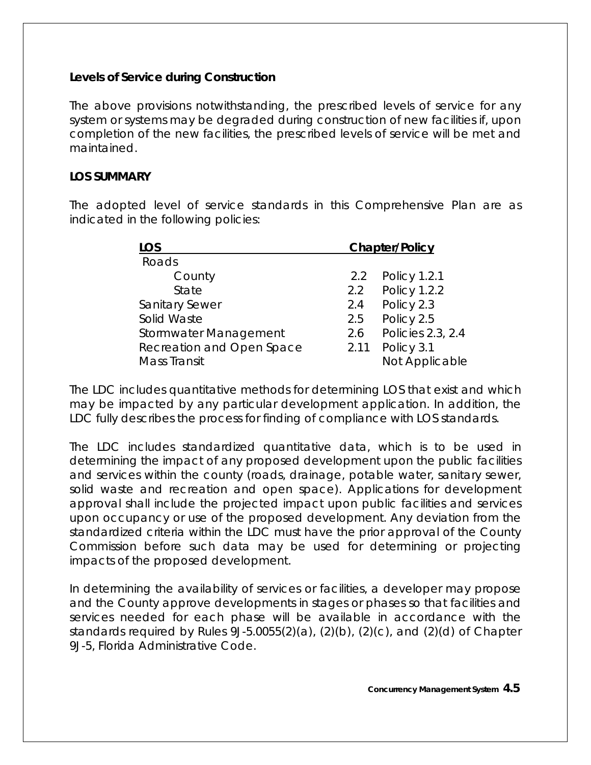**Levels of Service during Construction**

The above provisions notwithstanding, the prescribed levels of service for any system or systems may be degraded during construction of new facilities if, upon completion of the new facilities, the prescribed levels of service will be met and maintained.

**LOS SUMMARY**

The adopted level of service standards in this Comprehensive Plan are as indicated in the following policies:

| LOS | Chapter/Policy | |
|---|---|---|
| Roads | | |
| County | 2.2 | Policy 1.2.1 |
| State | 2.2 | Policy 1.2.2 |
| Sanitary Sewer | 2.4 | Policy 2.3 |
| Solid Waste | 2.5 | Policy 2.5 |
| Stormwater Management | 2.6 | Policies 2.3, 2.4 |
| Recreation and Open Space | 2.11 | Policy 3.1 |
| Mass Transit | | Not Applicable |

The LDC includes quantitative methods for determining LOS that exist and which may be impacted by any particular development application. In addition, the LDC fully describes the process for finding of compliance with LOS standards.

The LDC includes standardized quantitative data, which is to be used in determining the impact of any proposed development upon the public facilities and services within the county (roads, drainage, potable water, sanitary sewer, solid waste and recreation and open space). Applications for development approval shall include the projected impact upon public facilities and services upon occupancy or use of the proposed development. Any deviation from the standardized criteria within the LDC must have the prior approval of the County Commission before such data may be used for determining or projecting impacts of the proposed development.

In determining the availability of services or facilities, a developer may propose and the County approve developments in stages or phases so that facilities and services needed for each phase will be available in accordance with the standards required by Rules 9J-5.0055(2)(a), (2)(b), (2)(c), and (2)(d) of Chapter 9J-5, Florida Administrative Code.